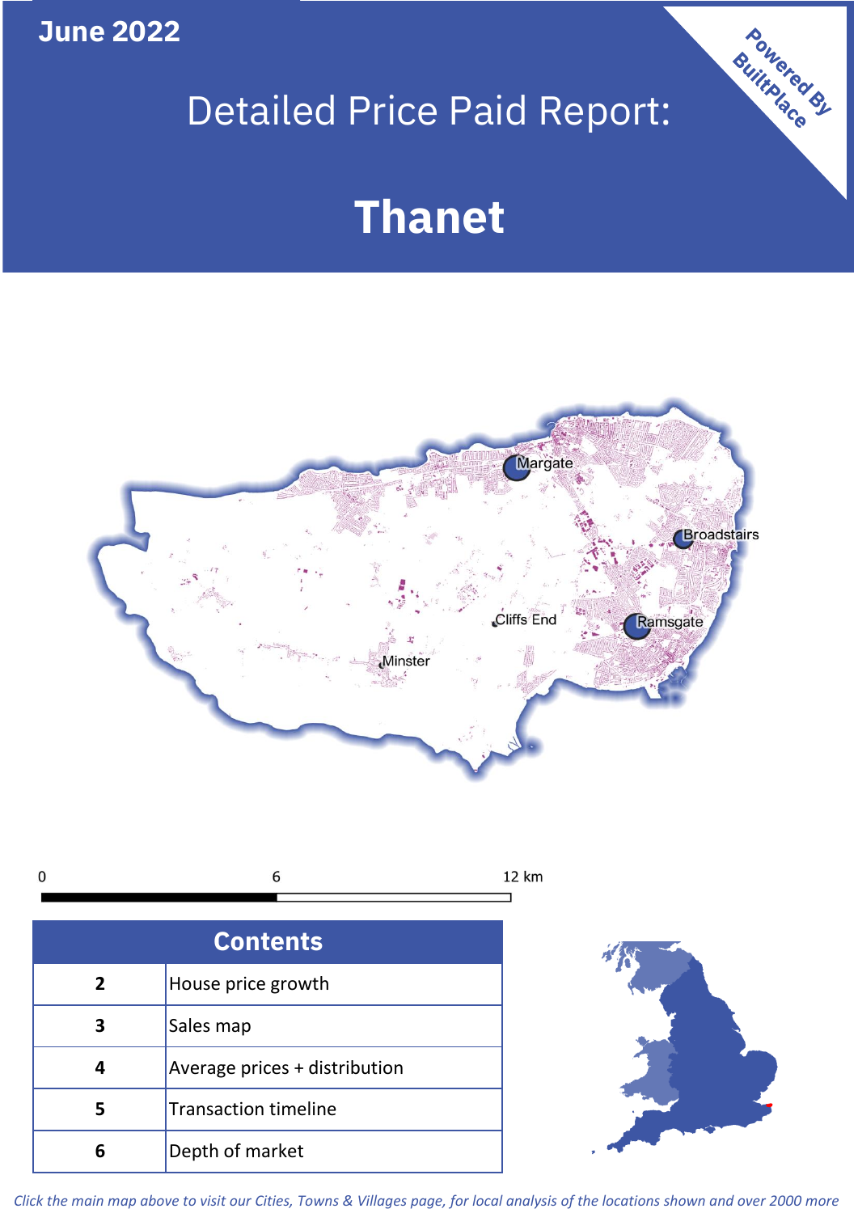June 2022

# Detailed Price Paid Report:

# Thanet

Powered By BuiltPlace

Margate
Broadstairs
Cliffs End
Ramsgate
Minster

0 6 12 km

| Contents | |
|---|---|
| 2 | House price growth |
| 3 | Sales map |
| 4 | Average prices + distribution |
| 5 | Transaction timeline |
| 6 | Depth of market |

*Click the main map above to visit our Cities, Towns & Villages page, for local analysis of the locations shown and over 2000 more*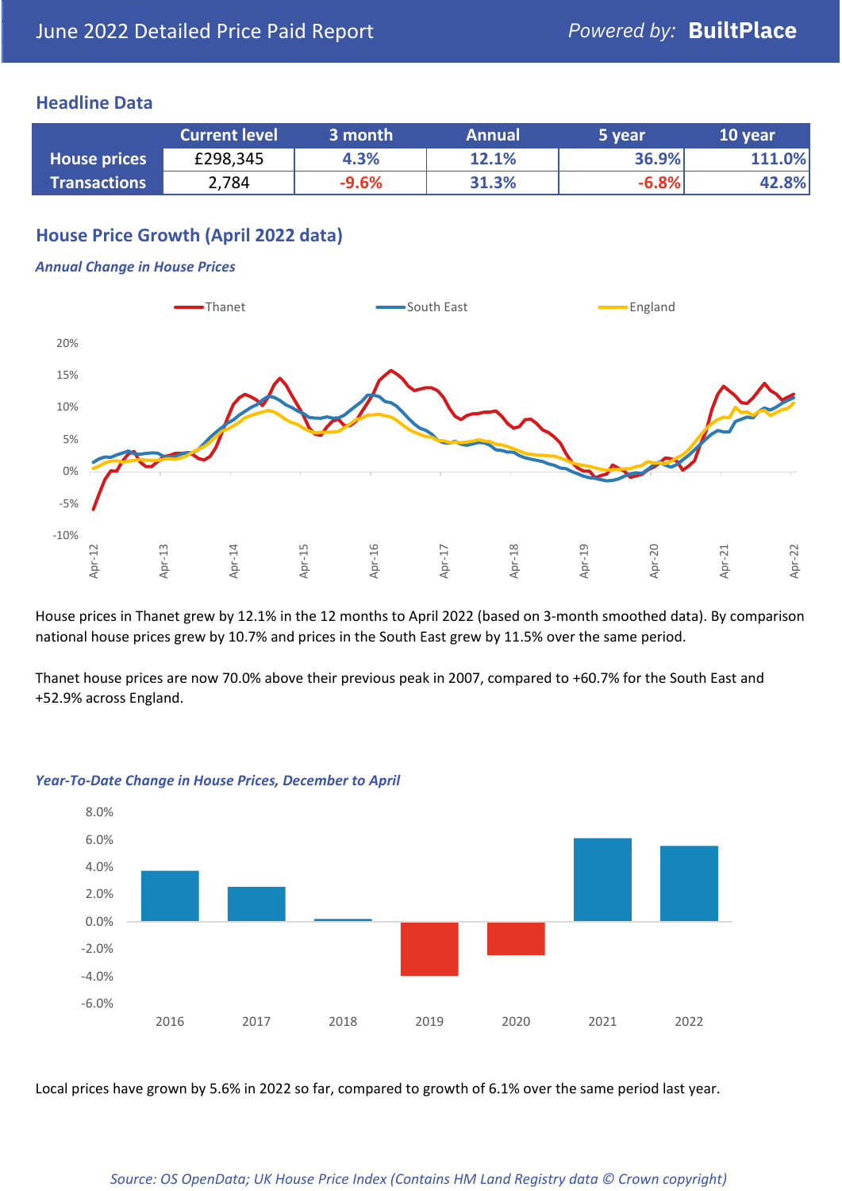# June 2022 Detailed Price Paid Report

Powered by: **BuiltPlace**

## Headline Data

| | Current level | 3 month | Annual | 5 year | 10 year |
|---|---|---|---|---|---|
| **House prices** | £298,345 | 4.3% | 12.1% | 36.9% | 111.0% |
| **Transactions** | 2,784 | -9.6% | 31.3% | -6.8% | 42.8% |

## House Price Growth (April 2022 data)

***Annual Change in House Prices***

House prices in Thanet grew by 12.1% in the 12 months to April 2022 (based on 3-month smoothed data). By comparison national house prices grew by 10.7% and prices in the South East grew by 11.5% over the same period.

Thanet house prices are now 70.0% above their previous peak in 2007, compared to +60.7% for the South East and +52.9% across England.

***Year-To-Date Change in House Prices, December to April***

Local prices have grown by 5.6% in 2022 so far, compared to growth of 6.1% over the same period last year.

*Source: OS OpenData; UK House Price Index (Contains HM Land Registry data © Crown copyright)*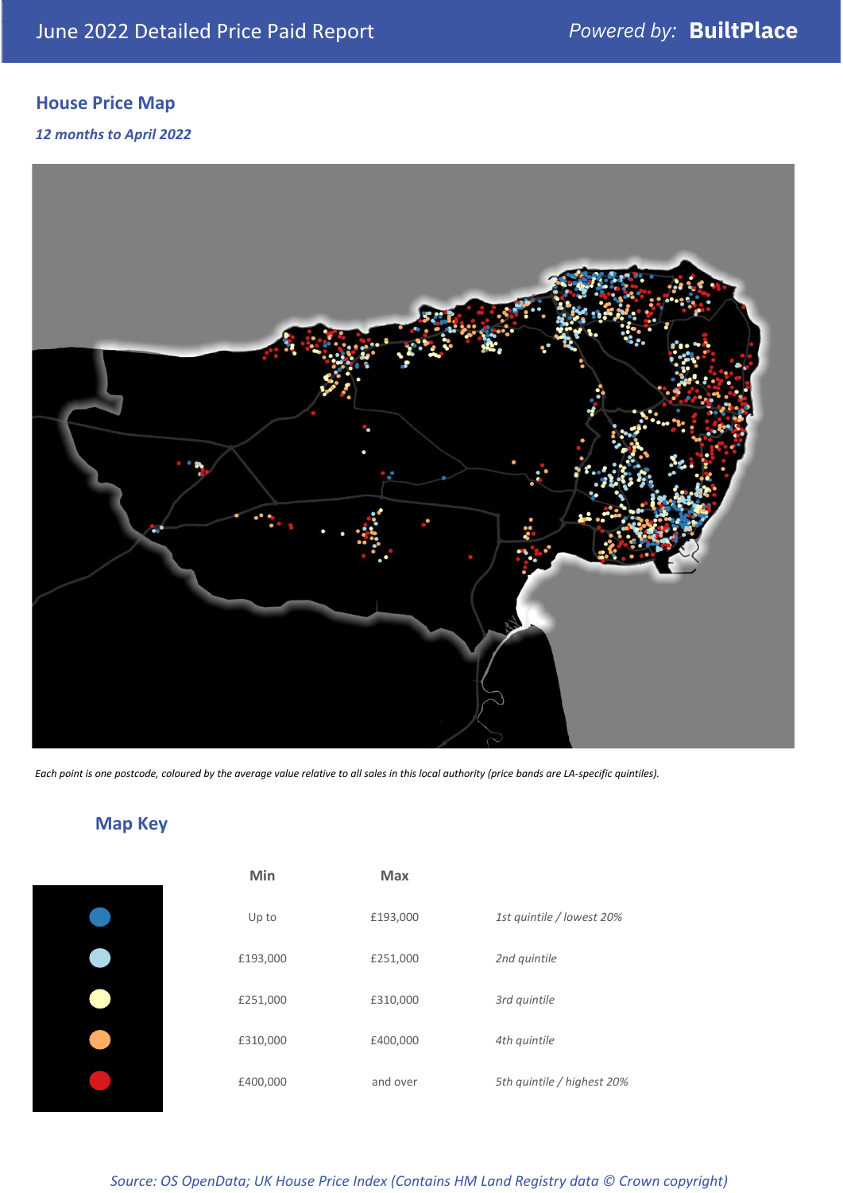June 2022 Detailed Price Paid Report

*Powered by:* **BuiltPlace**

## House Price Map

***12 months to April 2022***

*Each point is one postcode, coloured by the average value relative to all sales in this local authority (price bands are LA-specific quintiles).*

## Map Key

| | Min | Max | |
|---|---|---|---|
| ● | Up to | £193,000 | *1st quintile / lowest 20%* |
| ● | £193,000 | £251,000 | *2nd quintile* |
| ● | £251,000 | £310,000 | *3rd quintile* |
| ● | £310,000 | £400,000 | *4th quintile* |
| ● | £400,000 | and over | *5th quintile / highest 20%* |

*Source: OS OpenData; UK House Price Index (Contains HM Land Registry data © Crown copyright)*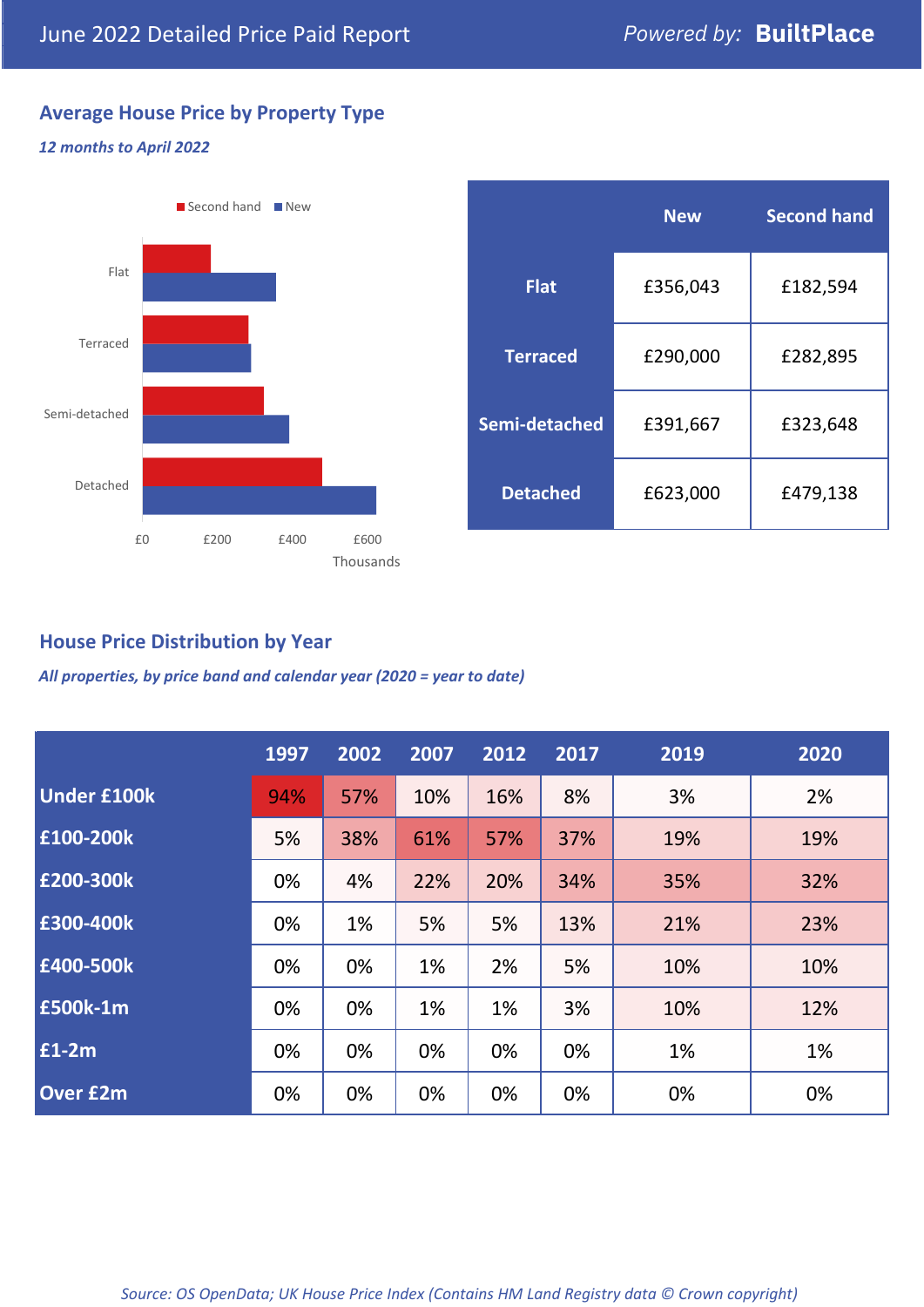June 2022 Detailed Price Paid Report

Powered by: **BuiltPlace**

## Average House Price by Property Type

*12 months to April 2022*

| | New | Second hand |
|---|---|---|
| **Flat** | £356,043 | £182,594 |
| **Terraced** | £290,000 | £282,895 |
| **Semi-detached** | £391,667 | £323,648 |
| **Detached** | £623,000 | £479,138 |

## House Price Distribution by Year

*All properties, by price band and calendar year (2020 = year to date)*

| | 1997 | 2002 | 2007 | 2012 | 2017 | 2019 | 2020 |
|---|---|---|---|---|---|---|---|
| **Under £100k** | 94% | 57% | 10% | 16% | 8% | 3% | 2% |
| **£100-200k** | 5% | 38% | 61% | 57% | 37% | 19% | 19% |
| **£200-300k** | 0% | 4% | 22% | 20% | 34% | 35% | 32% |
| **£300-400k** | 0% | 1% | 5% | 5% | 13% | 21% | 23% |
| **£400-500k** | 0% | 0% | 1% | 2% | 5% | 10% | 10% |
| **£500k-1m** | 0% | 0% | 1% | 1% | 3% | 10% | 12% |
| **£1-2m** | 0% | 0% | 0% | 0% | 0% | 1% | 1% |
| **Over £2m** | 0% | 0% | 0% | 0% | 0% | 0% | 0% |

*Source: OS OpenData; UK House Price Index (Contains HM Land Registry data © Crown copyright)*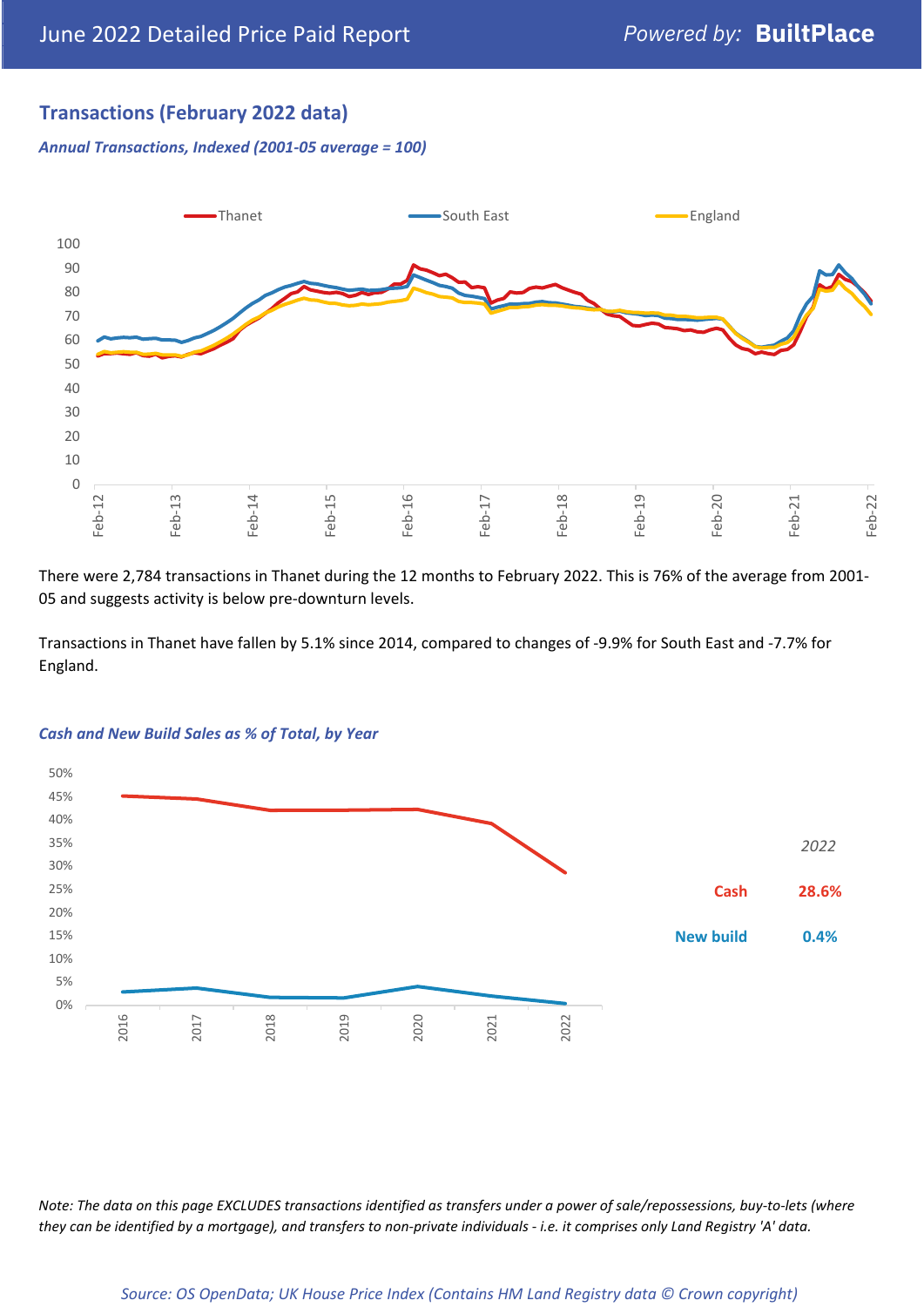## Transactions (February 2022 data)

***Annual Transactions, Indexed (2001-05 average = 100)***

There were 2,784 transactions in Thanet during the 12 months to February 2022. This is 76% of the average from 2001-05 and suggests activity is below pre-downturn levels.

Transactions in Thanet have fallen by 5.1% since 2014, compared to changes of -9.9% for South East and -7.7% for England.

***Cash and New Build Sales as % of Total, by Year***

| 2022 | |
|---|---|
| Cash | 28.6% |
| New build | 0.4% |

*Note: The data on this page EXCLUDES transactions identified as transfers under a power of sale/repossessions, buy-to-lets (where they can be identified by a mortgage), and transfers to non-private individuals - i.e. it comprises only Land Registry 'A' data.*

*Source: OS OpenData; UK House Price Index (Contains HM Land Registry data © Crown copyright)*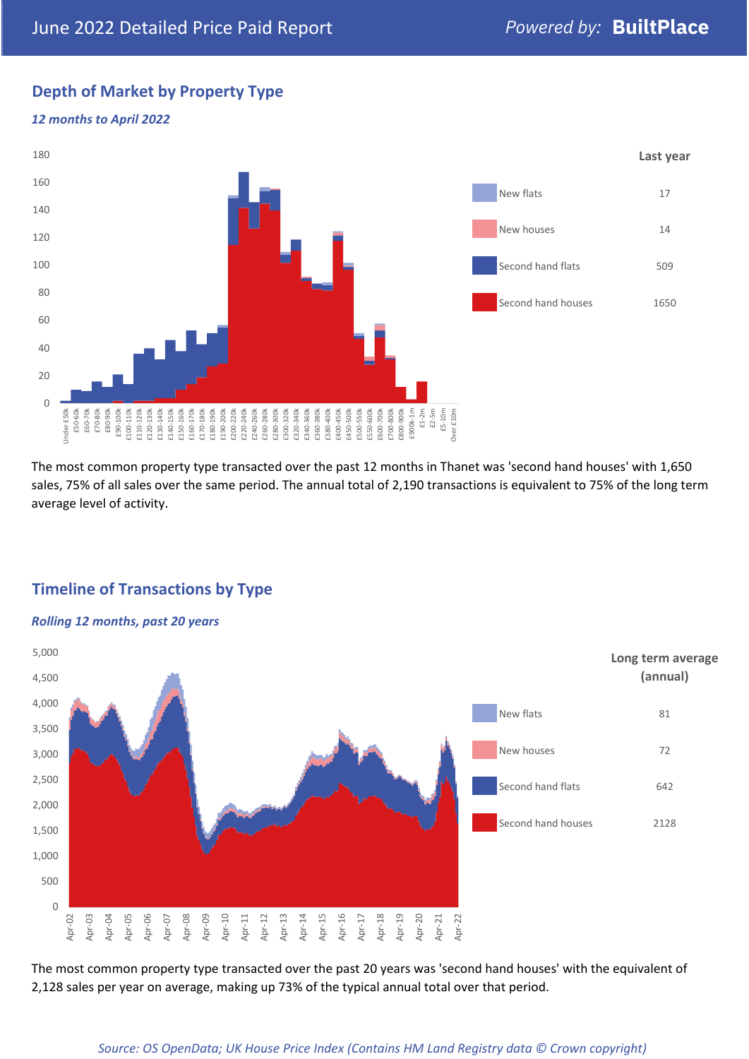# June 2022 Detailed Price Paid Report

Powered by: **BuiltPlace**

## Depth of Market by Property Type

*12 months to April 2022*

180
160
140
120
100
80
60
40
20
0

Under £50k, £50-60k, £60-70k, £70-80k, £80-90k, £90-100k, £100-110k, £110-120k, £120-130k, £130-140k, £140-150k, £150-160k, £160-170k, £170-180k, £180-190k, £190-200k, £200-220k, £220-240k, £240-260k, £260-280k, £280-300k, £300-320k, £320-340k, £340-360k, £360-380k, £380-400k, £400-450k, £450-500k, £500-550k, £550-600k, £600-700k, £700-800k, £800-900k, £900k-1m, £1-2m, £2-5m, £5-10m, Over £10m

Last year

New flats 17
New houses 14
Second hand flats 509
Second hand houses 1650

The most common property type transacted over the past 12 months in Thanet was 'second hand houses' with 1,650 sales, 75% of all sales over the same period. The annual total of 2,190 transactions is equivalent to 75% of the long term average level of activity.

## Timeline of Transactions by Type

*Rolling 12 months, past 20 years*

5,000
4,500
4,000
3,500
3,000
2,500
2,000
1,500
1,000
500
0

Apr-02, Apr-03, Apr-04, Apr-05, Apr-06, Apr-07, Apr-08, Apr-09, Apr-10, Apr-11, Apr-12, Apr-13, Apr-14, Apr-15, Apr-16, Apr-17, Apr-18, Apr-19, Apr-20, Apr-21, Apr-22

Long term average (annual)

New flats 81
New houses 72
Second hand flats 642
Second hand houses 2128

The most common property type transacted over the past 20 years was 'second hand houses' with the equivalent of 2,128 sales per year on average, making up 73% of the typical annual total over that period.

*Source: OS OpenData; UK House Price Index (Contains HM Land Registry data © Crown copyright)*